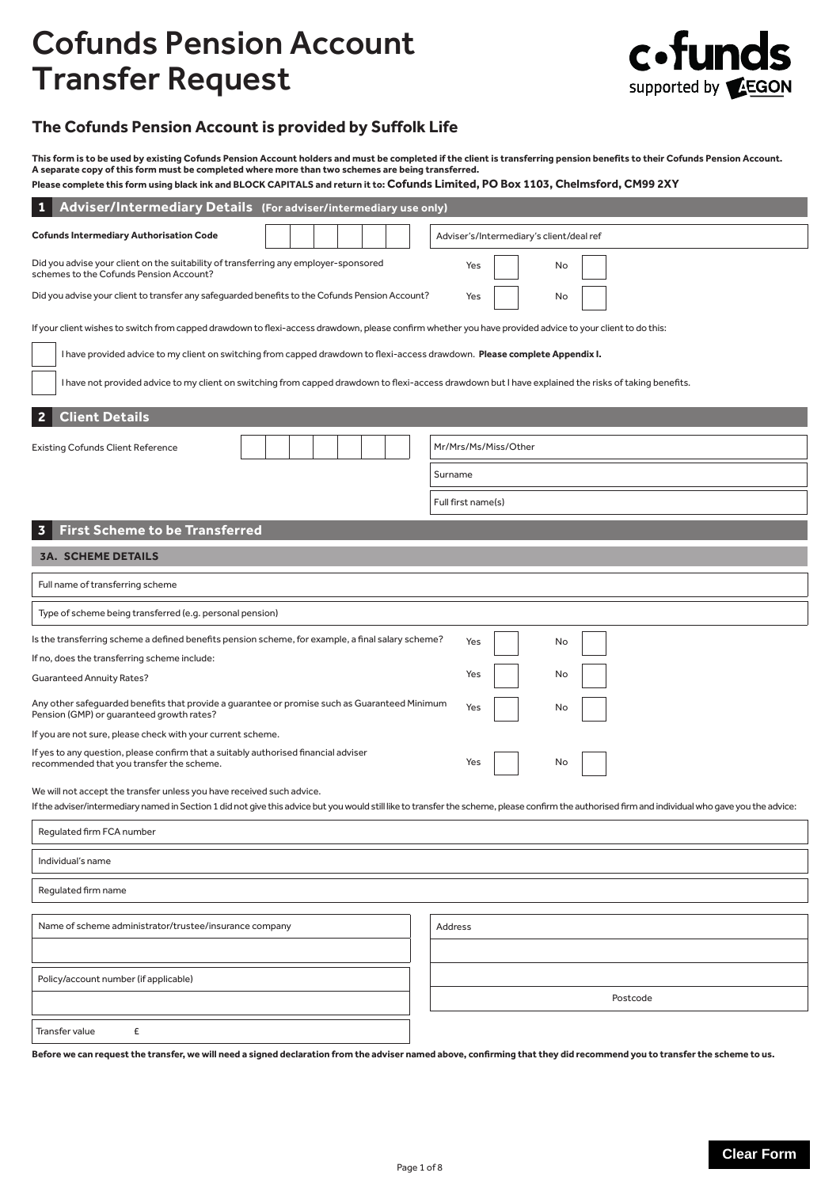# Cofunds Pension Account Transfer Request

## The Cofunds Pension Account is provided by Suffolk Life

**This form is to be used by existing Cofunds Pension Account holders and must be completed if the client is transferring pension benefits to their Cofunds Pension Account. A separate copy of this form must be completed where more than two schemes are being transferred.**

**Please complete this form using black ink and BLOCK CAPITALS and return it to: Cofunds Limited, PO Box 1103, Chelmsford, CM99 2XY**

## 1 Adviser/Intermediary Details (For adviser/intermediary use only)

**Cofunds Intermediary Authorisation Code** ☐☐☐☐☐☐☐

Adviser's/Intermediary's client/deal ref

Did you advise your client on the suitability of transferring any employer-sponsored schemes to the Cofunds Pension Account? Yes ☐ No ☐

Did you advise your client to transfer any safeguarded benefits to the Cofunds Pension Account? Yes ☐ No ☐

If your client wishes to switch from capped drawdown to flexi-access drawdown, please confirm whether you have provided advice to your client to do this:

☐ I have provided advice to my client on switching from capped drawdown to flexi-access drawdown. **Please complete Appendix I.**

☐ I have not provided advice to my client on switching from capped drawdown to flexi-access drawdown but I have explained the risks of taking benefits.

## 2 Client Details

Existing Cofunds Client Reference ☐☐☐☐☐☐☐

Mr/Mrs/Ms/Miss/Other

Surname

Full first name(s)

## 3 First Scheme to be Transferred

### 3A. SCHEME DETAILS

Full name of transferring scheme

Type of scheme being transferred (e.g. personal pension)

Is the transferring scheme a defined benefits pension scheme, for example, a final salary scheme? Yes ☐ No ☐

If no, does the transferring scheme include:

Guaranteed Annuity Rates? Yes ☐ No ☐

Any other safeguarded benefits that provide a guarantee or promise such as Guaranteed Minimum Pension (GMP) or guaranteed growth rates? Yes ☐ No ☐

If you are not sure, please check with your current scheme.

If yes to any question, please confirm that a suitably authorised financial adviser recommended that you transfer the scheme. Yes ☐ No ☐

We will not accept the transfer unless you have received such advice.

If the adviser/intermediary named in Section 1 did not give this advice but you would still like to transfer the scheme, please confirm the authorised firm and individual who gave you the advice:

Regulated firm FCA number

Individual's name

Regulated firm name

Name of scheme administrator/trustee/insurance company

Address

Postcode

Policy/account number (if applicable)

Transfer value £

**Before we can request the transfer, we will need a signed declaration from the adviser named above, confirming that they did recommend you to transfer the scheme to us.**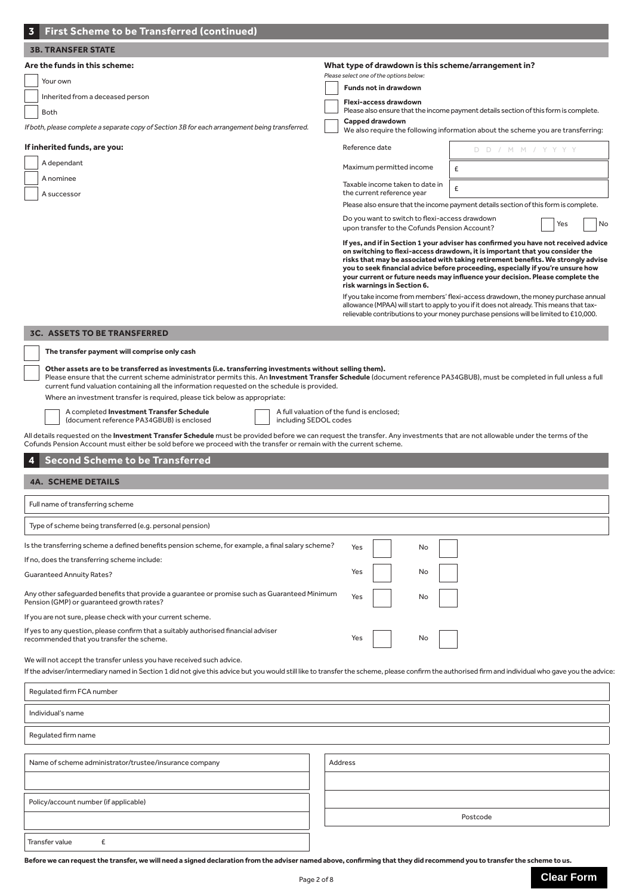## 3 First Scheme to be Transferred (continued)

### 3B. TRANSFER STATE

**Are the funds in this scheme:**

- [ ] Your own
- [ ] Inherited from a deceased person
- [ ] Both

*If both, please complete a separate copy of Section 3B for each arrangement being transferred.*

**If inherited funds, are you:**

- [ ] A dependant
- [ ] A nominee
- [ ] A successor

**What type of drawdown is this scheme/arrangement in?**

*Please select one of the options below:*

- [ ] **Funds not in drawdown**
- [ ] **Flexi-access drawdown**
  Please also ensure that the income payment details section of this form is complete.
- [ ] **Capped drawdown**
  We also require the following information about the scheme you are transferring:

| | |
|---|---|
| Reference date | D D / M M / Y Y Y Y |
| Maximum permitted income | £ |
| Taxable income taken to date in the current reference year | £ |

Please also ensure that the income payment details section of this form is complete.

Do you want to switch to flexi-access drawdown upon transfer to the Cofunds Pension Account? Yes [ ] No [ ]

**If yes, and if in Section 1 your adviser has confirmed you have not received advice on switching to flexi-access drawdown, it is important that you consider the risks that may be associated with taking retirement benefits. We strongly advise you to seek financial advice before proceeding, especially if you're unsure how your current or future needs may influence your decision. Please complete the risk warnings in Section 6.**

If you take income from members' flexi-access drawdown, the money purchase annual allowance (MPAA) will start to apply to you if it does not already. This means that tax-relievable contributions to your money purchase pensions will be limited to £10,000.

### 3C. ASSETS TO BE TRANSFERRED

- [ ] **The transfer payment will comprise only cash**
- [ ] **Other assets are to be transferred as investments (i.e. transferring investments without selling them).**
  Please ensure that the current scheme administrator permits this. An **Investment Transfer Schedule** (document reference PA34GBUB), must be completed in full unless a full current fund valuation containing all the information requested on the schedule is provided.

Where an investment transfer is required, please tick below as appropriate:

- [ ] A completed **Investment Transfer Schedule** (document reference PA34GBUB) is enclosed
- [ ] A full valuation of the fund is enclosed; including SEDOL codes

All details requested on the **Investment Transfer Schedule** must be provided before we can request the transfer. Any investments that are not allowable under the terms of the Cofunds Pension Account must either be sold before we proceed with the transfer or remain with the current scheme.

## 4 Second Scheme to be Transferred

### 4A. SCHEME DETAILS

Full name of transferring scheme

Type of scheme being transferred (e.g. personal pension)

| | | |
|---|---|---|
| Is the transferring scheme a defined benefits pension scheme, for example, a final salary scheme? | Yes [ ] | No [ ] |
| If no, does the transferring scheme include: | | |
| Guaranteed Annuity Rates? | Yes [ ] | No [ ] |
| Any other safeguarded benefits that provide a guarantee or promise such as Guaranteed Minimum Pension (GMP) or guaranteed growth rates? | Yes [ ] | No [ ] |
| If you are not sure, please check with your current scheme. | | |
| If yes to any question, please confirm that a suitably authorised financial adviser recommended that you transfer the scheme. | Yes [ ] | No [ ] |

We will not accept the transfer unless you have received such advice.

If the adviser/intermediary named in Section 1 did not give this advice but you would still like to transfer the scheme, please confirm the authorised firm and individual who gave you the advice:

Regulated firm FCA number

Individual's name

Regulated firm name

Name of scheme administrator/trustee/insurance company

Policy/account number (if applicable)

Address

Postcode

Transfer value £

**Before we can request the transfer, we will need a signed declaration from the adviser named above, confirming that they did recommend you to transfer the scheme to us.**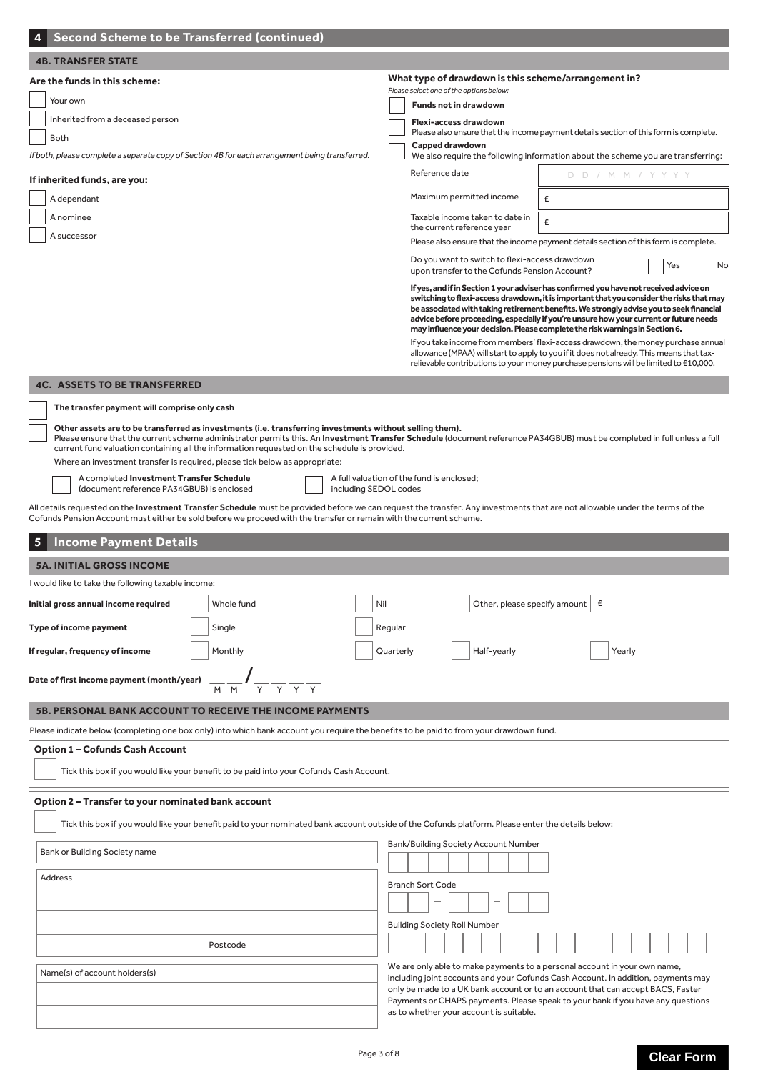## 4 Second Scheme to be Transferred (continued)

### 4B. TRANSFER STATE

**Are the funds in this scheme:**

- ☐ Your own
- ☐ Inherited from a deceased person
- ☐ Both

*If both, please complete a separate copy of Section 4B for each arrangement being transferred.*

**If inherited funds, are you:**

- ☐ A dependant
- ☐ A nominee
- ☐ A successor

**What type of drawdown is this scheme/arrangement in?**

*Please select one of the options below:*

- ☐ **Funds not in drawdown**
- ☐ **Flexi-access drawdown**
  Please also ensure that the income payment details section of this form is complete.
- ☐ **Capped drawdown**
  We also require the following information about the scheme you are transferring:

| | |
|---|---|
| Reference date | D D / M M / Y Y Y Y |
| Maximum permitted income | £ |
| Taxable income taken to date in the current reference year | £ |

Please also ensure that the income payment details section of this form is complete.

Do you want to switch to flexi-access drawdown upon transfer to the Cofunds Pension Account? ☐ Yes ☐ No

**If yes, and if in Section 1 your adviser has confirmed you have not received advice on switching to flexi-access drawdown, it is important that you consider the risks that may be associated with taking retirement benefits. We strongly advise you to seek financial advice before proceeding, especially if you're unsure how your current or future needs may influence your decision. Please complete the risk warnings in Section 6.**

If you take income from members' flexi-access drawdown, the money purchase annual allowance (MPAA) will start to apply to you if it does not already. This means that tax-relievable contributions to your money purchase pensions will be limited to £10,000.

### 4C. ASSETS TO BE TRANSFERRED

☐ **The transfer payment will comprise only cash**

☐ **Other assets are to be transferred as investments (i.e. transferring investments without selling them).**
Please ensure that the current scheme administrator permits this. An **Investment Transfer Schedule** (document reference PA34GBUB) must be completed in full unless a full current fund valuation containing all the information requested on the schedule is provided.

Where an investment transfer is required, please tick below as appropriate:

- ☐ A completed **Investment Transfer Schedule** (document reference PA34GBUB) is enclosed
- ☐ A full valuation of the fund is enclosed; including SEDOL codes

All details requested on the **Investment Transfer Schedule** must be provided before we can request the transfer. Any investments that are not allowable under the terms of the Cofunds Pension Account must either be sold before we proceed with the transfer or remain with the current scheme.

## 5 Income Payment Details

### 5A. INITIAL GROSS INCOME

I would like to take the following taxable income:

| | | | | |
|---|---|---|---|---|
| **Initial gross annual income required** | ☐ Whole fund | ☐ Nil | ☐ Other, please specify amount £ | |
| **Type of income payment** | ☐ Single | ☐ Regular | | |
| **If regular, frequency of income** | ☐ Monthly | ☐ Quarterly | ☐ Half-yearly | ☐ Yearly |

**Date of first income payment (month/year)** M M / Y Y Y Y

### 5B. PERSONAL BANK ACCOUNT TO RECEIVE THE INCOME PAYMENTS

Please indicate below (completing one box only) into which bank account you require the benefits to be paid to from your drawdown fund.

**Option 1 – Cofunds Cash Account**

☐ Tick this box if you would like your benefit to be paid into your Cofunds Cash Account.

**Option 2 – Transfer to your nominated bank account**

☐ Tick this box if you would like your benefit paid to your nominated bank account outside of the Cofunds platform. Please enter the details below:

Bank or Building Society name

Address

Postcode

Name(s) of account holders(s)

Bank/Building Society Account Number

Branch Sort Code

Building Society Roll Number

We are only able to make payments to a personal account in your own name, including joint accounts and your Cofunds Cash Account. In addition, payments may only be made to a UK bank account or to an account that can accept BACS, Faster Payments or CHAPS payments. Please speak to your bank if you have any questions as to whether your account is suitable.

Clear Form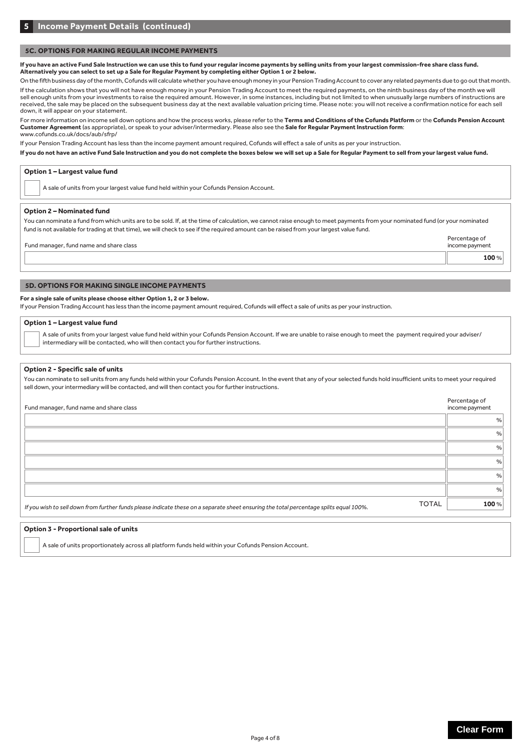## 5 Income Payment Details (continued)

### 5C. OPTIONS FOR MAKING REGULAR INCOME PAYMENTS

**If you have an active Fund Sale Instruction we can use this to fund your regular income payments by selling units from your largest commission-free share class fund. Alternatively you can select to set up a Sale for Regular Payment by completing either Option 1 or 2 below.**

On the fifth business day of the month, Cofunds will calculate whether you have enough money in your Pension Trading Account to cover any related payments due to go out that month.

If the calculation shows that you will not have enough money in your Pension Trading Account to meet the required payments, on the ninth business day of the month we will sell enough units from your investments to raise the required amount. However, in some instances, including but not limited to when unusually large numbers of instructions are received, the sale may be placed on the subsequent business day at the next available valuation pricing time. Please note: you will not receive a confirmation notice for each sell down, it will appear on your statement.

For more information on income sell down options and how the process works, please refer to the **Terms and Conditions of the Cofunds Platform** or the **Cofunds Pension Account Customer Agreement** (as appropriate), or speak to your adviser/intermediary. Please also see the **Sale for Regular Payment Instruction form**: www.cofunds.co.uk/docs/aub/sfrp/

If your Pension Trading Account has less than the income payment amount required, Cofunds will effect a sale of units as per your instruction.

**If you do not have an active Fund Sale Instruction and you do not complete the boxes below we will set up a Sale for Regular Payment to sell from your largest value fund.**

**Option 1 – Largest value fund**

☐ A sale of units from your largest value fund held within your Cofunds Pension Account.

**Option 2 – Nominated fund**

You can nominate a fund from which units are to be sold. If, at the time of calculation, we cannot raise enough to meet payments from your nominated fund (or your nominated fund is not available for trading at that time), we will check to see if the required amount can be raised from your largest value fund.

| Fund manager, fund name and share class | Percentage of income payment |
|---|---|
| | **100** % |

### 5D. OPTIONS FOR MAKING SINGLE INCOME PAYMENTS

**For a single sale of units please choose either Option 1, 2 or 3 below.**

If your Pension Trading Account has less than the income payment amount required, Cofunds will effect a sale of units as per your instruction.

**Option 1 – Largest value fund**

☐ A sale of units from your largest value fund held within your Cofunds Pension Account. If we are unable to raise enough to meet the payment required your adviser/intermediary will be contacted, who will then contact you for further instructions.

**Option 2 - Specific sale of units**

You can nominate to sell units from any funds held within your Cofunds Pension Account. In the event that any of your selected funds hold insufficient units to meet your required sell down, your intermediary will be contacted, and will then contact you for further instructions.

| Fund manager, fund name and share class | Percentage of income payment |
|---|---|
| | % |
| | % |
| | % |
| | % |
| | % |
| | % |
| TOTAL | **100** % |

*If you wish to sell down from further funds please indicate these on a separate sheet ensuring the total percentage splits equal 100%.*

**Option 3 - Proportional sale of units**

☐ A sale of units proportionately across all platform funds held within your Cofunds Pension Account.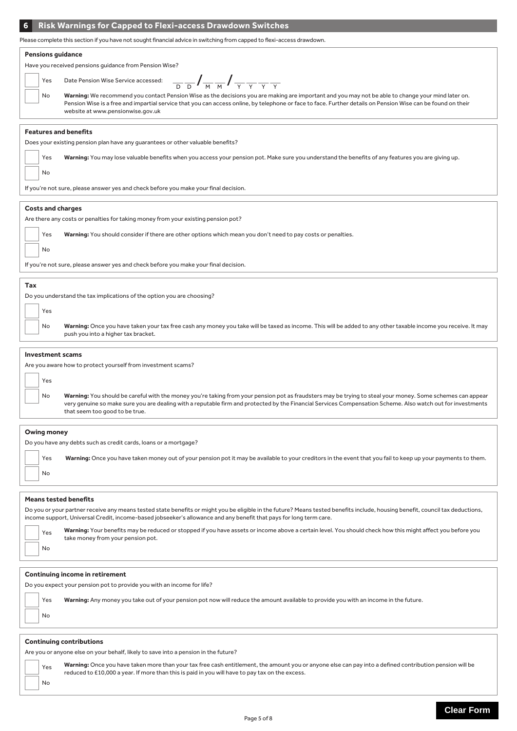## 6 Risk Warnings for Capped to Flexi-access Drawdown Switches

Please complete this section if you have not sought financial advice in switching from capped to flexi-access drawdown.

### Pensions guidance

Have you received pensions guidance from Pension Wise?

☐ Yes Date Pension Wise Service accessed: __ __ / __ __ / __ __ __ __ (D D / M M / Y Y Y Y)

☐ No **Warning:** We recommend you contact Pension Wise as the decisions you are making are important and you may not be able to change your mind later on. Pension Wise is a free and impartial service that you can access online, by telephone or face to face. Further details on Pension Wise can be found on their website at www.pensionwise.gov.uk

### Features and benefits

Does your existing pension plan have any guarantees or other valuable benefits?

☐ Yes **Warning:** You may lose valuable benefits when you access your pension pot. Make sure you understand the benefits of any features you are giving up.

☐ No

If you're not sure, please answer yes and check before you make your final decision.

### Costs and charges

Are there any costs or penalties for taking money from your existing pension pot?

☐ Yes **Warning:** You should consider if there are other options which mean you don't need to pay costs or penalties.

☐ No

If you're not sure, please answer yes and check before you make your final decision.

### Tax

Do you understand the tax implications of the option you are choosing?

☐ Yes

☐ No **Warning:** Once you have taken your tax free cash any money you take will be taxed as income. This will be added to any other taxable income you receive. It may push you into a higher tax bracket.

### Investment scams

Are you aware how to protect yourself from investment scams?

☐ Yes

☐ No **Warning:** You should be careful with the money you're taking from your pension pot as fraudsters may be trying to steal your money. Some schemes can appear very genuine so make sure you are dealing with a reputable firm and protected by the Financial Services Compensation Scheme. Also watch out for investments that seem too good to be true.

### Owing money

Do you have any debts such as credit cards, loans or a mortgage?

☐ Yes **Warning:** Once you have taken money out of your pension pot it may be available to your creditors in the event that you fail to keep up your payments to them.

☐ No

### Means tested benefits

Do you or your partner receive any means tested state benefits or might you be eligible in the future? Means tested benefits include, housing benefit, council tax deductions, income support, Universal Credit, income-based jobseeker's allowance and any benefit that pays for long term care.

☐ Yes **Warning:** Your benefits may be reduced or stopped if you have assets or income above a certain level. You should check how this might affect you before you take money from your pension pot.

☐ No

### Continuing income in retirement

Do you expect your pension pot to provide you with an income for life?

☐ Yes **Warning:** Any money you take out of your pension pot now will reduce the amount available to provide you with an income in the future.

☐ No

### Continuing contributions

Are you or anyone else on your behalf, likely to save into a pension in the future?

☐ Yes **Warning:** Once you have taken more than your tax free cash entitlement, the amount you or anyone else can pay into a defined contribution pension will be reduced to £10,000 a year. If more than this is paid in you will have to pay tax on the excess.

☐ No

Clear Form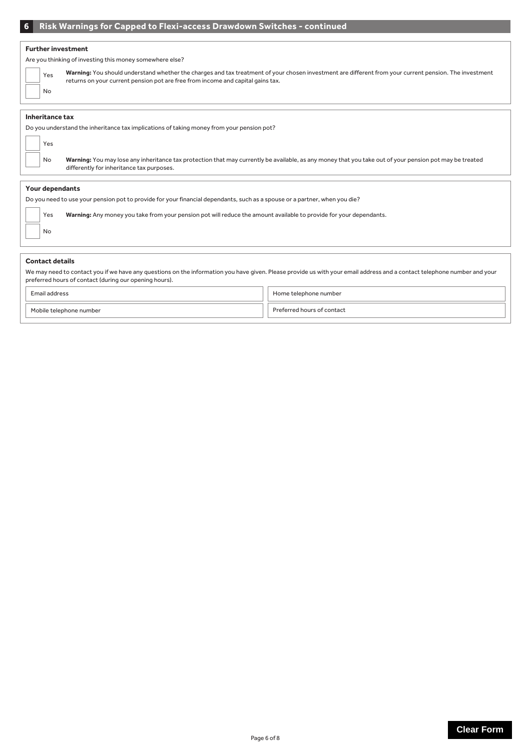## 6 Risk Warnings for Capped to Flexi-access Drawdown Switches - continued

### Further investment

Are you thinking of investing this money somewhere else?

☐ Yes — **Warning:** You should understand whether the charges and tax treatment of your chosen investment are different from your current pension. The investment returns on your current pension pot are free from income and capital gains tax.

☐ No

### Inheritance tax

Do you understand the inheritance tax implications of taking money from your pension pot?

☐ Yes

☐ No — **Warning:** You may lose any inheritance tax protection that may currently be available, as any money that you take out of your pension pot may be treated differently for inheritance tax purposes.

### Your dependants

Do you need to use your pension pot to provide for your financial dependants, such as a spouse or a partner, when you die?

☐ Yes — **Warning:** Any money you take from your pension pot will reduce the amount available to provide for your dependants.

☐ No

### Contact details

We may need to contact you if we have any questions on the information you have given. Please provide us with your email address and a contact telephone number and your preferred hours of contact (during our opening hours).

| Email address | Home telephone number |
|---|---|
| Mobile telephone number | Preferred hours of contact |

Clear Form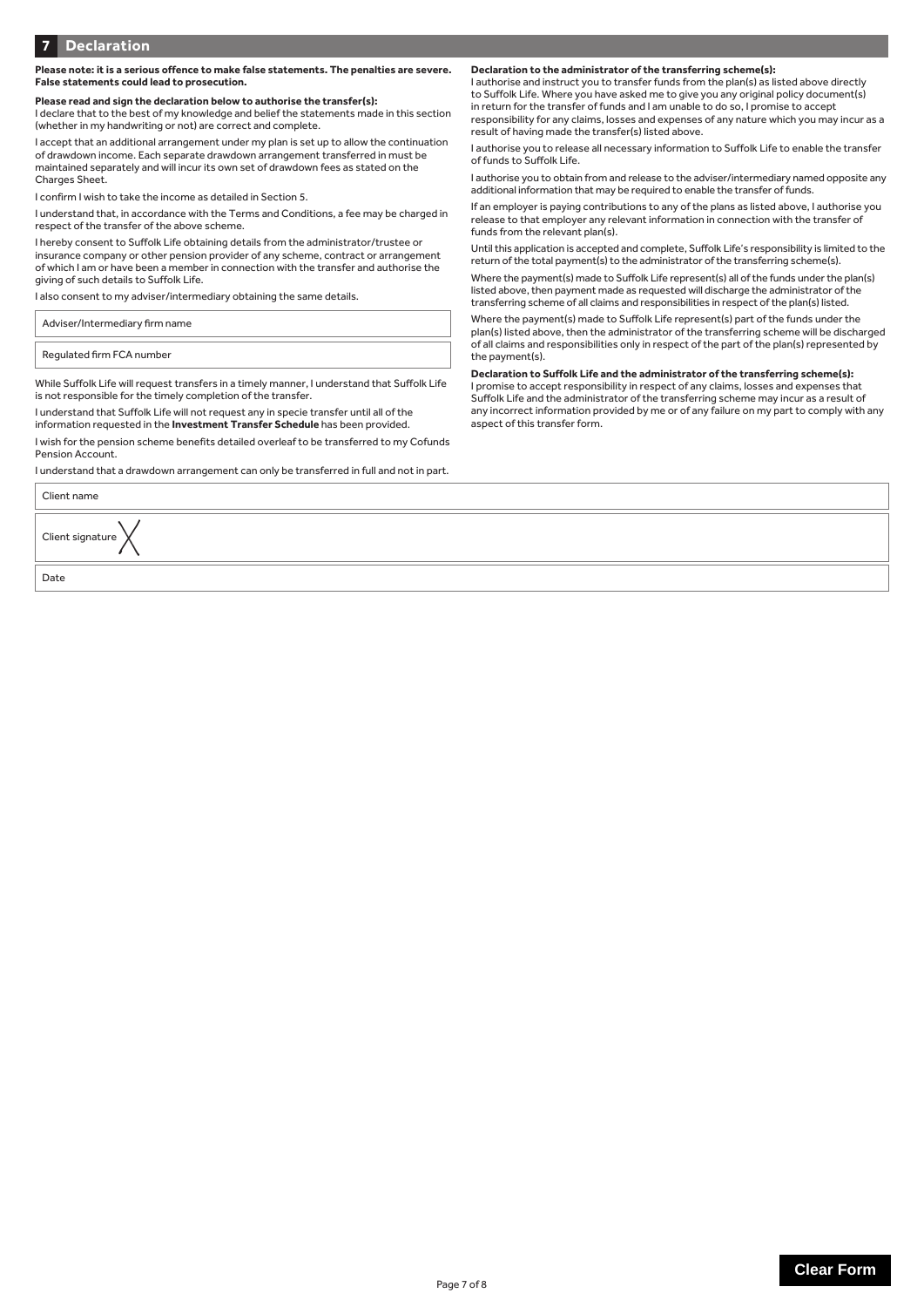## 7 Declaration

**Please note: it is a serious offence to make false statements. The penalties are severe. False statements could lead to prosecution.**

**Please read and sign the declaration below to authorise the transfer(s):**
I declare that to the best of my knowledge and belief the statements made in this section (whether in my handwriting or not) are correct and complete.

I accept that an additional arrangement under my plan is set up to allow the continuation of drawdown income. Each separate drawdown arrangement transferred in must be maintained separately and will incur its own set of drawdown fees as stated on the Charges Sheet.

I confirm I wish to take the income as detailed in Section 5.

I understand that, in accordance with the Terms and Conditions, a fee may be charged in respect of the transfer of the above scheme.

I hereby consent to Suffolk Life obtaining details from the administrator/trustee or insurance company or other pension provider of any scheme, contract or arrangement of which I am or have been a member in connection with the transfer and authorise the giving of such details to Suffolk Life.

I also consent to my adviser/intermediary obtaining the same details.

| Adviser/Intermediary firm name |
|---|
| Regulated firm FCA number |

While Suffolk Life will request transfers in a timely manner, I understand that Suffolk Life is not responsible for the timely completion of the transfer.

I understand that Suffolk Life will not request any in specie transfer until all of the information requested in the **Investment Transfer Schedule** has been provided.

I wish for the pension scheme benefits detailed overleaf to be transferred to my Cofunds Pension Account.

I understand that a drawdown arrangement can only be transferred in full and not in part.

**Declaration to the administrator of the transferring scheme(s):**
I authorise and instruct you to transfer funds from the plan(s) as listed above directly to Suffolk Life. Where you have asked me to give you any original policy document(s) in return for the transfer of funds and I am unable to do so, I promise to accept responsibility for any claims, losses and expenses of any nature which you may incur as a result of having made the transfer(s) listed above.

I authorise you to release all necessary information to Suffolk Life to enable the transfer of funds to Suffolk Life.

I authorise you to obtain from and release to the adviser/intermediary named opposite any additional information that may be required to enable the transfer of funds.

If an employer is paying contributions to any of the plans as listed above, I authorise you release to that employer any relevant information in connection with the transfer of funds from the relevant plan(s).

Until this application is accepted and complete, Suffolk Life's responsibility is limited to the return of the total payment(s) to the administrator of the transferring scheme(s).

Where the payment(s) made to Suffolk Life represent(s) all of the funds under the plan(s) listed above, then payment made as requested will discharge the administrator of the transferring scheme of all claims and responsibilities in respect of the plan(s) listed.

Where the payment(s) made to Suffolk Life represent(s) part of the funds under the plan(s) listed above, then the administrator of the transferring scheme will be discharged of all claims and responsibilities only in respect of the part of the plan(s) represented by the payment(s).

**Declaration to Suffolk Life and the administrator of the transferring scheme(s):**
I promise to accept responsibility in respect of any claims, losses and expenses that Suffolk Life and the administrator of the transferring scheme may incur as a result of any incorrect information provided by me or of any failure on my part to comply with any aspect of this transfer form.

| Client name |
|---|
| Client signature X |
| Date |

Clear Form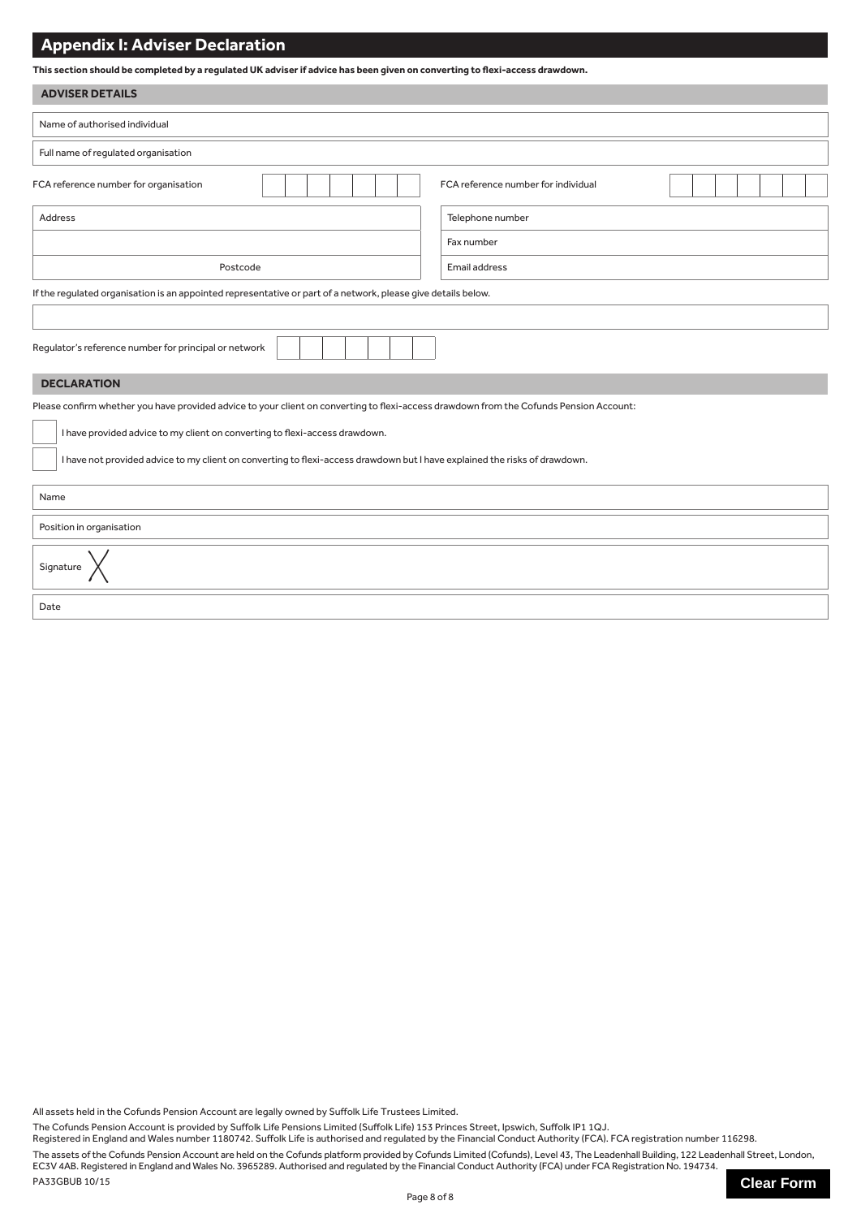## Appendix I: Adviser Declaration

**This section should be completed by a regulated UK adviser if advice has been given on converting to flexi-access drawdown.**

### ADVISER DETAILS

Name of authorised individual

Full name of regulated organisation

FCA reference number for organisation

FCA reference number for individual

Address

Postcode

Telephone number

Fax number

Email address

If the regulated organisation is an appointed representative or part of a network, please give details below.

Regulator's reference number for principal or network

### DECLARATION

Please confirm whether you have provided advice to your client on converting to flexi-access drawdown from the Cofunds Pension Account:

☐ I have provided advice to my client on converting to flexi-access drawdown.

☐ I have not provided advice to my client on converting to flexi-access drawdown but I have explained the risks of drawdown.

Name

Position in organisation

Signature

Date

All assets held in the Cofunds Pension Account are legally owned by Suffolk Life Trustees Limited.

The Cofunds Pension Account is provided by Suffolk Life Pensions Limited (Suffolk Life) 153 Princes Street, Ipswich, Suffolk IP1 1QJ.
Registered in England and Wales number 1180742. Suffolk Life is authorised and regulated by the Financial Conduct Authority (FCA). FCA registration number 116298.

The assets of the Cofunds Pension Account are held on the Cofunds platform provided by Cofunds Limited (Cofunds), Level 43, The Leadenhall Building, 122 Leadenhall Street, London, EC3V 4AB. Registered in England and Wales No. 3965289. Authorised and regulated by the Financial Conduct Authority (FCA) under FCA Registration No. 194734.

PA33GBUB 10/15

Clear Form